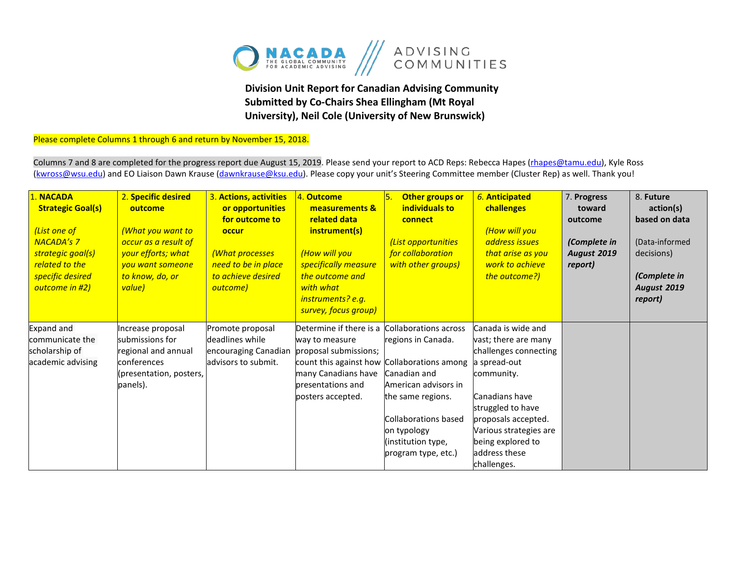**Division Unit Report for Canadian Advising Community**
**Submitted by Co-Chairs Shea Ellingham (Mt Royal University), Neil Cole (University of New Brunswick)**

Please complete Columns 1 through 6 and return by November 15, 2018.

Columns 7 and 8 are completed for the progress report due August 15, 2019. Please send your report to ACD Reps: Rebecca Hapes (rhapes@tamu.edu), Kyle Ross (kwross@wsu.edu) and EO Liaison Dawn Krause (dawnkrause@ksu.edu). Please copy your unit's Steering Committee member (Cluster Rep) as well. Thank you!

| 1. **NACADA Strategic Goal(s)** *(List one of NACADA's 7 strategic goal(s) related to the specific desired outcome in #2)* | 2. **Specific desired outcome** *(What you want to occur as a result of your efforts; what you want someone to know, do, or value)* | 3. **Actions, activities or opportunities for outcome to occur** *(What processes need to be in place to achieve desired outcome)* | 4. **Outcome measurements & related data instrument(s)** *(How will you specifically measure the outcome and with what instruments? e.g. survey, focus group)* | 5. **Other groups or individuals to connect** *(List opportunities for collaboration with other groups)* | 6. **Anticipated challenges** *(How will you address issues that arise as you work to achieve the outcome?)* | 7. **Progress toward outcome** ***(Complete in August 2019 report)*** | 8. **Future action(s) based on data** (Data-informed decisions) ***(Complete in August 2019 report)*** |
|---|---|---|---|---|---|---|---|
| Expand and communicate the scholarship of academic advising | Increase proposal submissions for regional and annual conferences (presentation, posters, panels). | Promote proposal deadlines while encouraging Canadian advisors to submit. | Determine if there is a way to measure proposal submissions; count this against how many Canadians have presentations and posters accepted. | Collaborations across regions in Canada.<br><br>Collaborations among Canadian and American advisors in the same regions.<br><br>Collaborations based on typology (institution type, program type, etc.) | Canada is wide and vast; there are many challenges connecting a spread-out community.<br><br>Canadians have struggled to have proposals accepted. Various strategies are being explored to address these challenges. | | |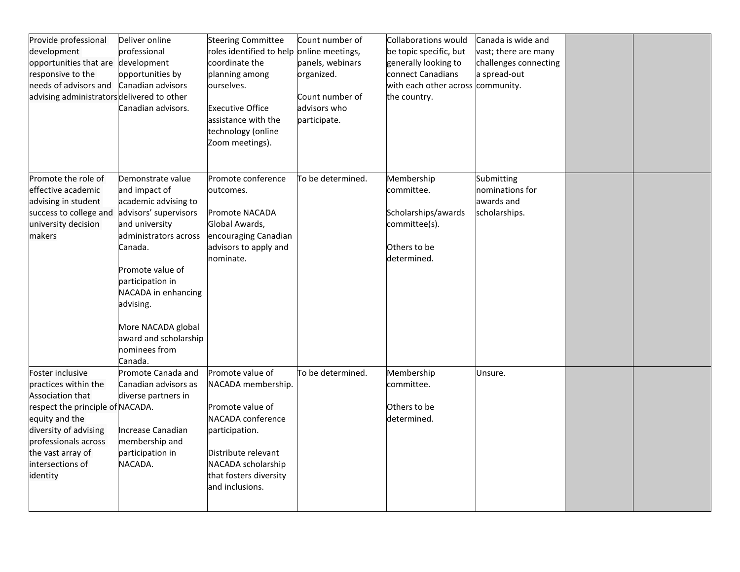| | | | | | | | |
|---|---|---|---|---|---|---|---|
| Provide professional development opportunities that are responsive to the needs of advisors and advising administrators | Deliver online professional development opportunities by Canadian advisors delivered to other Canadian advisors. | Steering Committee roles identified to help coordinate the planning among ourselves.<br><br>Executive Office assistance with the technology (online Zoom meetings). | Count number of online meetings, panels, webinars organized.<br><br>Count number of advisors who participate. | Collaborations would be topic specific, but generally looking to connect Canadians with each other across the country. | Canada is wide and vast; there are many challenges connecting a spread-out community. | | |
| Promote the role of effective academic advising in student success to college and university decision makers | Demonstrate value and impact of academic advising to advisors' supervisors and university administrators across Canada.<br><br>Promote value of participation in NACADA in enhancing advising.<br><br>More NACADA global award and scholarship nominees from Canada. | Promote conference outcomes.<br><br>Promote NACADA Global Awards, encouraging Canadian advisors to apply and nominate. | To be determined. | Membership committee.<br><br>Scholarships/awards committee(s).<br><br>Others to be determined. | Submitting nominations for awards and scholarships. | | |
| Foster inclusive practices within the Association that respect the principle of equity and the diversity of advising professionals across the vast array of intersections of identity | Promote Canada and Canadian advisors as diverse partners in NACADA.<br><br>Increase Canadian membership and participation in NACADA. | Promote value of NACADA membership.<br><br>Promote value of NACADA conference participation.<br><br>Distribute relevant NACADA scholarship that fosters diversity and inclusions. | To be determined. | Membership committee.<br><br>Others to be determined. | Unsure. | | |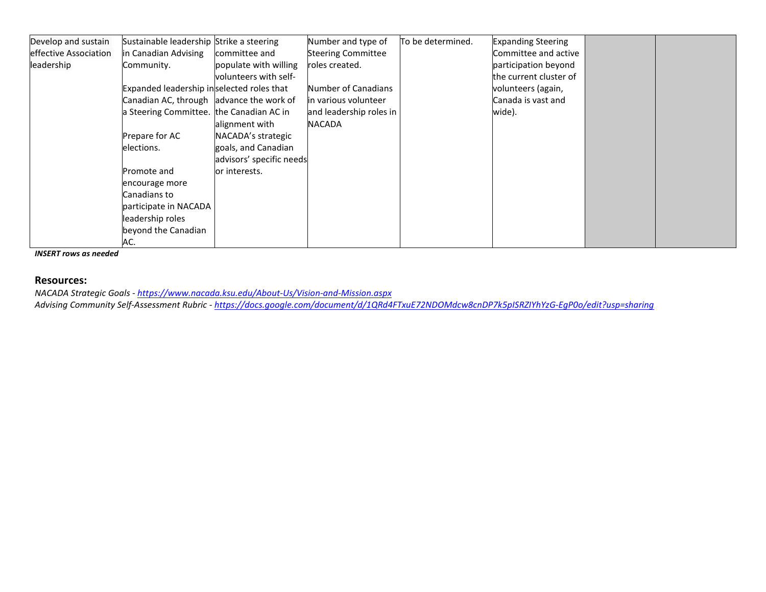| | | | | | | | |
|---|---|---|---|---|---|---|---|
| Develop and sustain effective Association leadership | Sustainable leadership in Canadian Advising Community.<br><br>Expanded leadership in Canadian AC, through a Steering Committee.<br><br>Prepare for AC elections.<br><br>Promote and encourage more Canadians to participate in NACADA leadership roles beyond the Canadian AC. | Strike a steering committee and populate with willing volunteers with self-selected roles that advance the work of the Canadian AC in alignment with NACADA's strategic goals, and Canadian advisors' specific needs or interests. | Number and type of Steering Committee roles created.<br><br>Number of Canadians in various volunteer and leadership roles in NACADA | To be determined. | Expanding Steering Committee and active participation beyond the current cluster of volunteers (again, Canada is vast and wide). | | |

***INSERT rows as needed***

## Resources:

*NACADA Strategic Goals - https://www.nacada.ksu.edu/About-Us/Vision-and-Mission.aspx*
*Advising Community Self-Assessment Rubric - https://docs.google.com/document/d/1QRd4FTxuE72NDOMdcw8cnDP7k5pISRZIYhYzG-EgP0o/edit?usp=sharing*